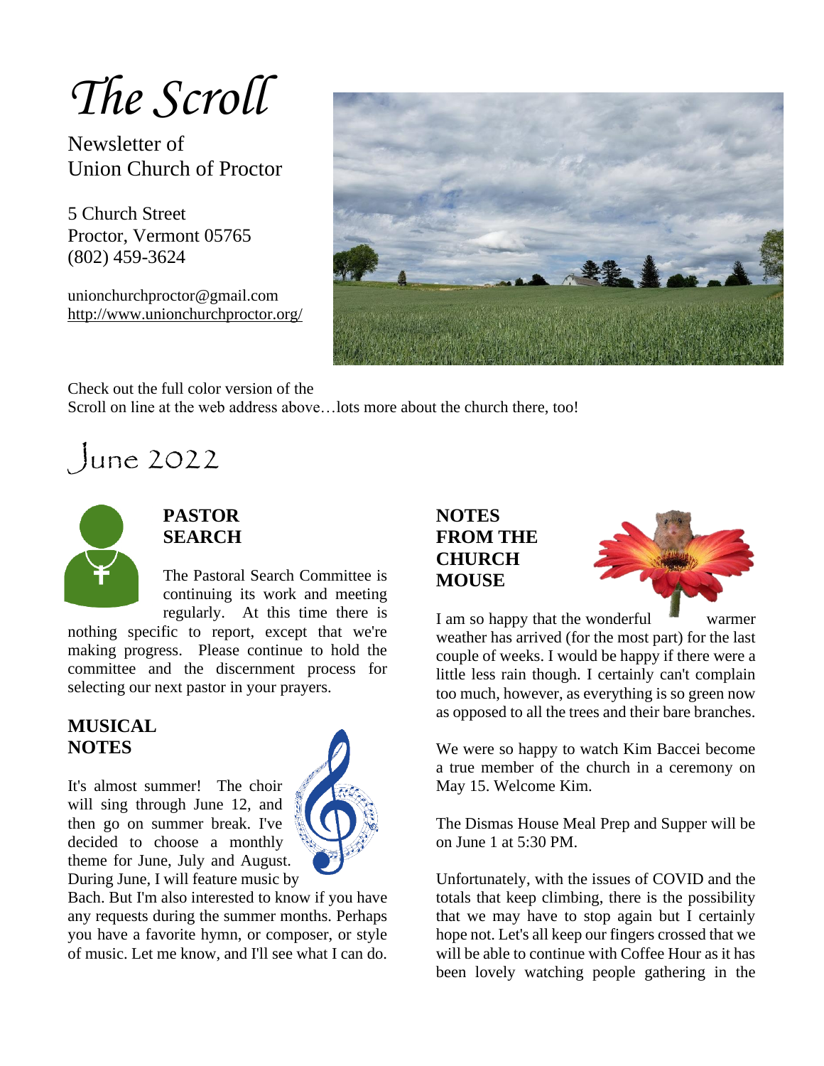# The Scroll

Newsletter of
Union Church of Proctor

5 Church Street
Proctor, Vermont 05765
(802) 459-3624

unionchurchproctor@gmail.com
http://www.unionchurchproctor.org/

Check out the full color version of the Scroll on line at the web address above…lots more about the church there, too!

## June 2022

### PASTOR SEARCH

The Pastoral Search Committee is continuing its work and meeting regularly. At this time there is nothing specific to report, except that we're making progress. Please continue to hold the committee and the discernment process for selecting our next pastor in your prayers.

### MUSICAL NOTES

It's almost summer! The choir will sing through June 12, and then go on summer break. I've decided to choose a monthly theme for June, July and August. During June, I will feature music by Bach. But I'm also interested to know if you have any requests during the summer months. Perhaps you have a favorite hymn, or composer, or style of music. Let me know, and I'll see what I can do.

### NOTES FROM THE CHURCH MOUSE

I am so happy that the wonderful warmer weather has arrived (for the most part) for the last couple of weeks. I would be happy if there were a little less rain though. I certainly can't complain too much, however, as everything is so green now as opposed to all the trees and their bare branches.

We were so happy to watch Kim Baccei become a true member of the church in a ceremony on May 15. Welcome Kim.

The Dismas House Meal Prep and Supper will be on June 1 at 5:30 PM.

Unfortunately, with the issues of COVID and the totals that keep climbing, there is the possibility that we may have to stop again but I certainly hope not. Let's all keep our fingers crossed that we will be able to continue with Coffee Hour as it has been lovely watching people gathering in the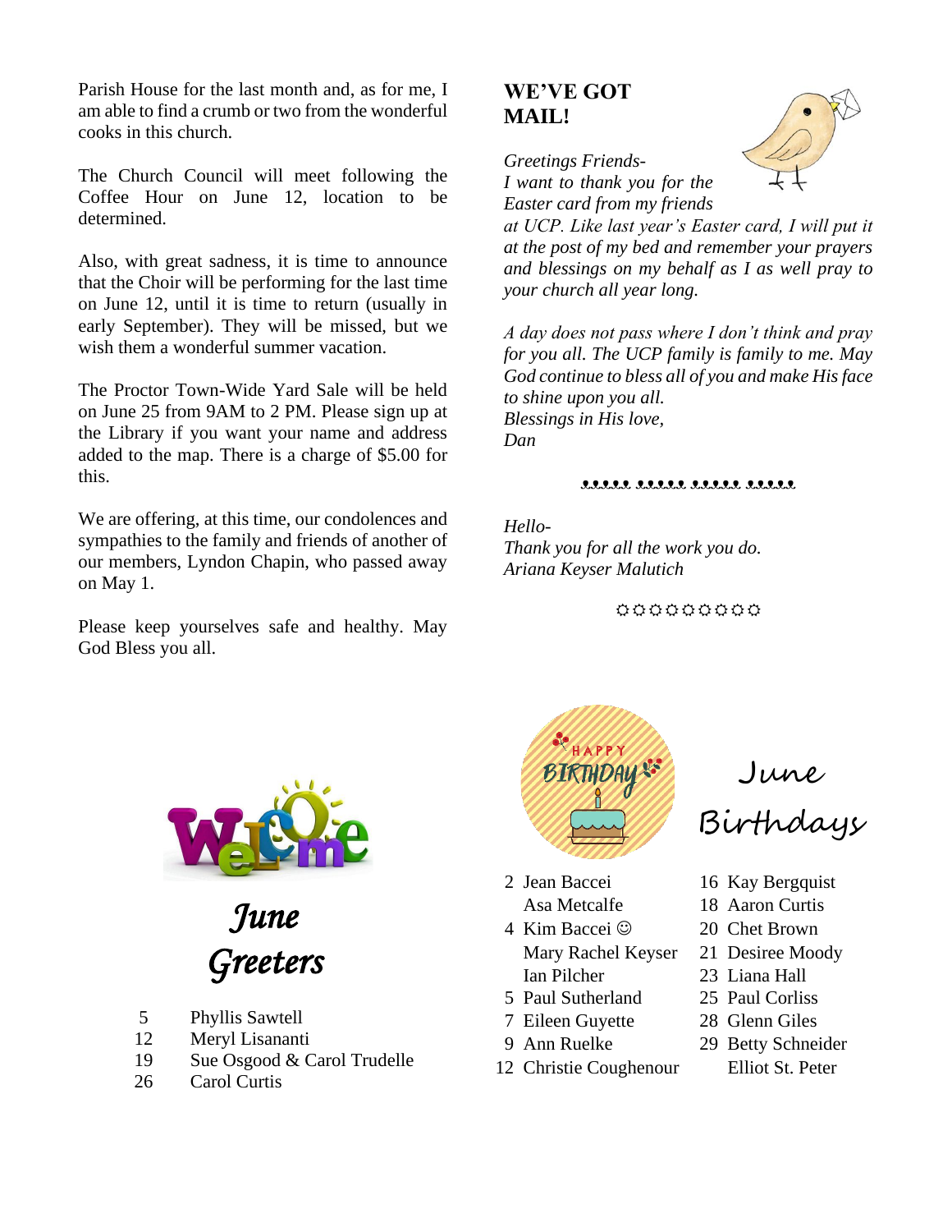Parish House for the last month and, as for me, I am able to find a crumb or two from the wonderful cooks in this church.

The Church Council will meet following the Coffee Hour on June 12, location to be determined.

Also, with great sadness, it is time to announce that the Choir will be performing for the last time on June 12, until it is time to return (usually in early September). They will be missed, but we wish them a wonderful summer vacation.

The Proctor Town-Wide Yard Sale will be held on June 25 from 9AM to 2 PM. Please sign up at the Library if you want your name and address added to the map. There is a charge of $5.00 for this.

We are offering, at this time, our condolences and sympathies to the family and friends of another of our members, Lyndon Chapin, who passed away on May 1.

Please keep yourselves safe and healthy. May God Bless you all.

## WE'VE GOT MAIL!

*Greetings Friends-*
*I want to thank you for the Easter card from my friends at UCP. Like last year's Easter card, I will put it at the post of my bed and remember your prayers and blessings on my behalf as I as well pray to your church all year long.*

*A day does not pass where I don't think and pray for you all. The UCP family is family to me. May God continue to bless all of you and make His face to shine upon you all.*
*Blessings in His love,*
*Dan*

*Hello-*
*Thank you for all the work you do.*
*Ariana Keyser Malutich*

## Welcome

## *June Greeters*

| | |
|---|---|
| 5 | Phyllis Sawtell |
| 12 | Meryl Lisananti |
| 19 | Sue Osgood & Carol Trudelle |
| 26 | Carol Curtis |

## June Birthdays

2 Jean Baccei
Asa Metcalfe
4 Kim Baccei ☺
Mary Rachel Keyser
Ian Pilcher
5 Paul Sutherland
7 Eileen Guyette
9 Ann Ruelke
12 Christie Coughenour
16 Kay Bergquist
18 Aaron Curtis
20 Chet Brown
21 Desiree Moody
23 Liana Hall
25 Paul Corliss
28 Glenn Giles
29 Betty Schneider
Elliot St. Peter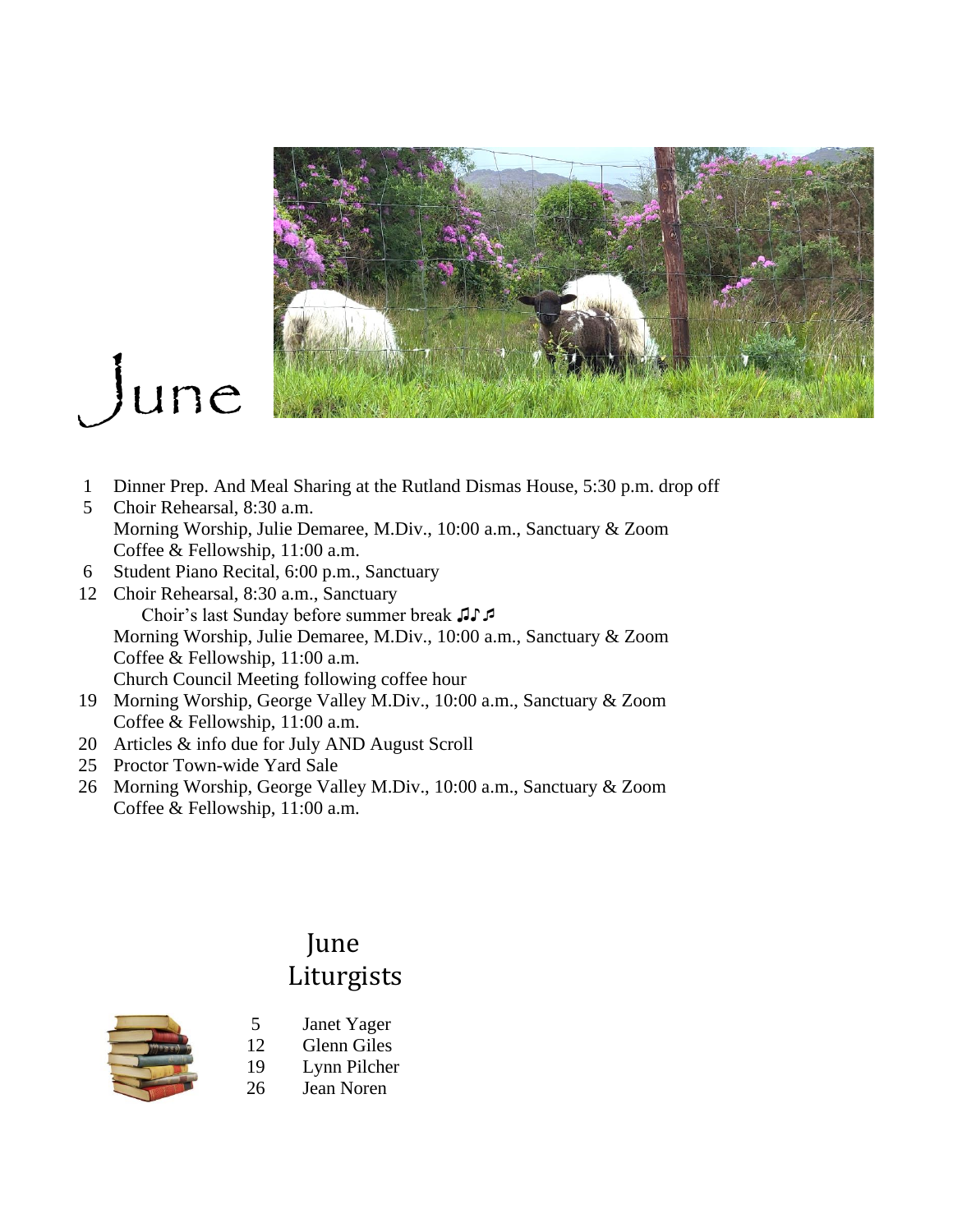# June

- 1 Dinner Prep. And Meal Sharing at the Rutland Dismas House, 5:30 p.m. drop off
- 5 Choir Rehearsal, 8:30 a.m.
  Morning Worship, Julie Demaree, M.Div., 10:00 a.m., Sanctuary & Zoom
  Coffee & Fellowship, 11:00 a.m.
- 6 Student Piano Recital, 6:00 p.m., Sanctuary
- 12 Choir Rehearsal, 8:30 a.m., Sanctuary
  Choir's last Sunday before summer break ♫♪♬
  Morning Worship, Julie Demaree, M.Div., 10:00 a.m., Sanctuary & Zoom
  Coffee & Fellowship, 11:00 a.m.
  Church Council Meeting following coffee hour
- 19 Morning Worship, George Valley M.Div., 10:00 a.m., Sanctuary & Zoom
  Coffee & Fellowship, 11:00 a.m.
- 20 Articles & info due for July AND August Scroll
- 25 Proctor Town-wide Yard Sale
- 26 Morning Worship, George Valley M.Div., 10:00 a.m., Sanctuary & Zoom
  Coffee & Fellowship, 11:00 a.m.

## June Liturgists

- 5 Janet Yager
- 12 Glenn Giles
- 19 Lynn Pilcher
- 26 Jean Noren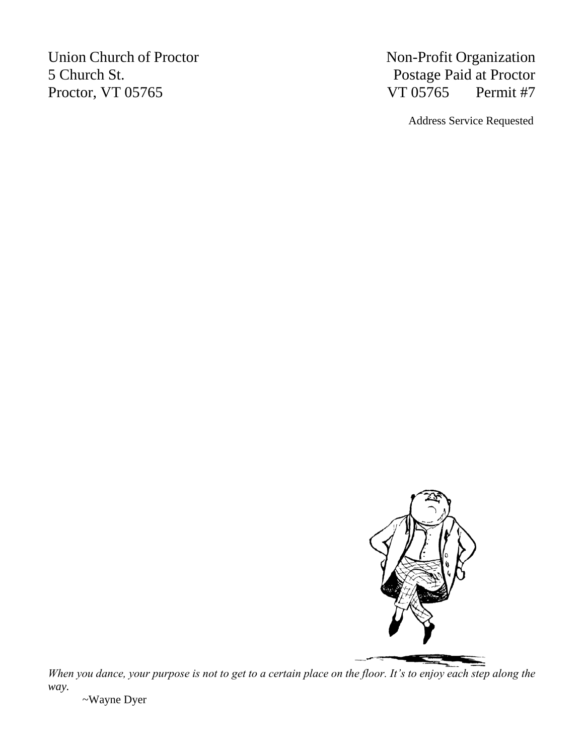Union Church of Proctor
5 Church St.
Proctor, VT 05765

Non-Profit Organization
Postage Paid at Proctor
VT 05765 Permit #7

Address Service Requested

*When you dance, your purpose is not to get to a certain place on the floor. It's to enjoy each step along the way.*

~Wayne Dyer